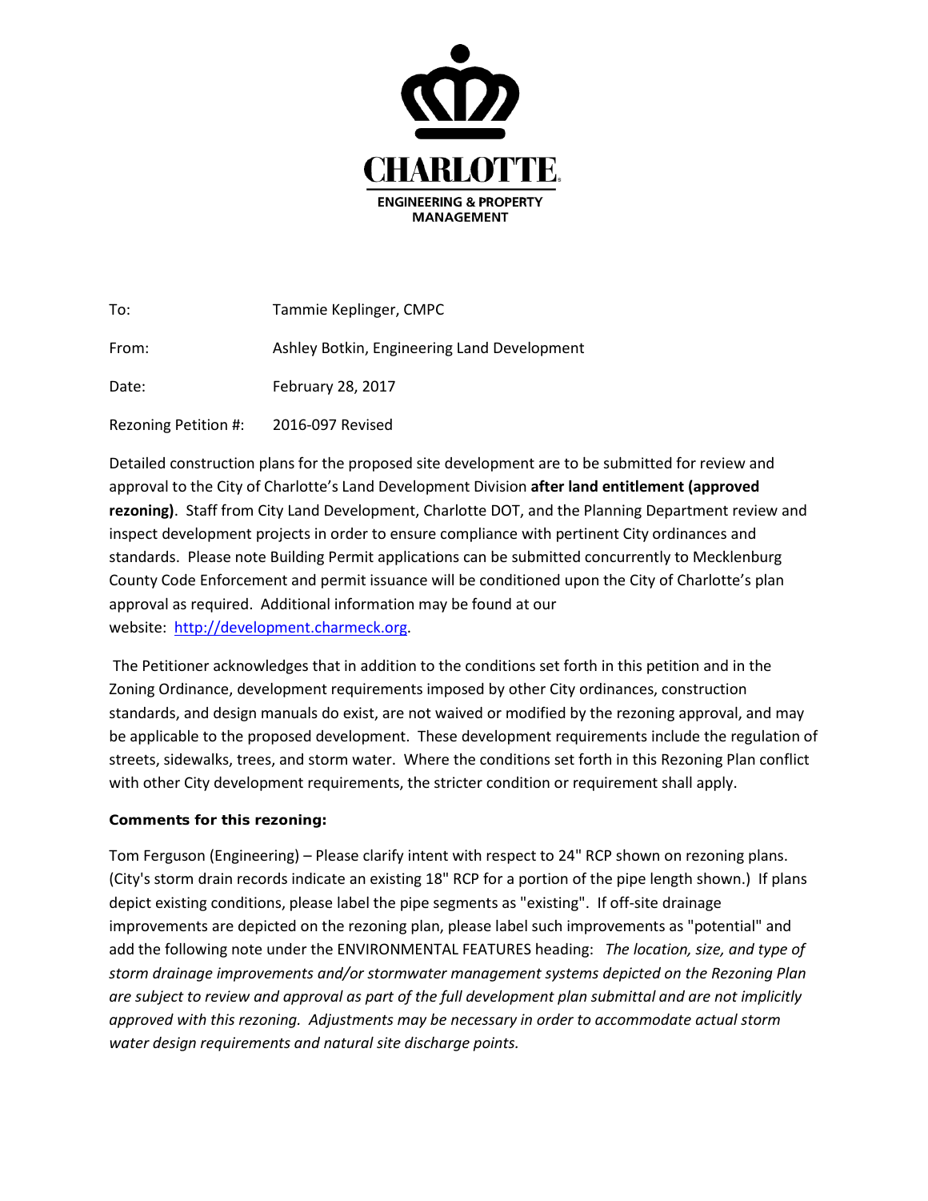CHARLOTTE.

ENGINEERING & PROPERTY MANAGEMENT

To: Tammie Keplinger, CMPC

From: Ashley Botkin, Engineering Land Development

Date: February 28, 2017

Rezoning Petition #: 2016-097 Revised

Detailed construction plans for the proposed site development are to be submitted for review and approval to the City of Charlotte's Land Development Division **after land entitlement (approved rezoning)**. Staff from City Land Development, Charlotte DOT, and the Planning Department review and inspect development projects in order to ensure compliance with pertinent City ordinances and standards. Please note Building Permit applications can be submitted concurrently to Mecklenburg County Code Enforcement and permit issuance will be conditioned upon the City of Charlotte's plan approval as required. Additional information may be found at our website: [http://development.charmeck.org](http://development.charmeck.org).

The Petitioner acknowledges that in addition to the conditions set forth in this petition and in the Zoning Ordinance, development requirements imposed by other City ordinances, construction standards, and design manuals do exist, are not waived or modified by the rezoning approval, and may be applicable to the proposed development. These development requirements include the regulation of streets, sidewalks, trees, and storm water. Where the conditions set forth in this Rezoning Plan conflict with other City development requirements, the stricter condition or requirement shall apply.

**Comments for this rezoning:**

Tom Ferguson (Engineering) – Please clarify intent with respect to 24" RCP shown on rezoning plans. (City's storm drain records indicate an existing 18" RCP for a portion of the pipe length shown.) If plans depict existing conditions, please label the pipe segments as "existing". If off-site drainage improvements are depicted on the rezoning plan, please label such improvements as "potential" and add the following note under the ENVIRONMENTAL FEATURES heading: *The location, size, and type of storm drainage improvements and/or stormwater management systems depicted on the Rezoning Plan are subject to review and approval as part of the full development plan submittal and are not implicitly approved with this rezoning. Adjustments may be necessary in order to accommodate actual storm water design requirements and natural site discharge points.*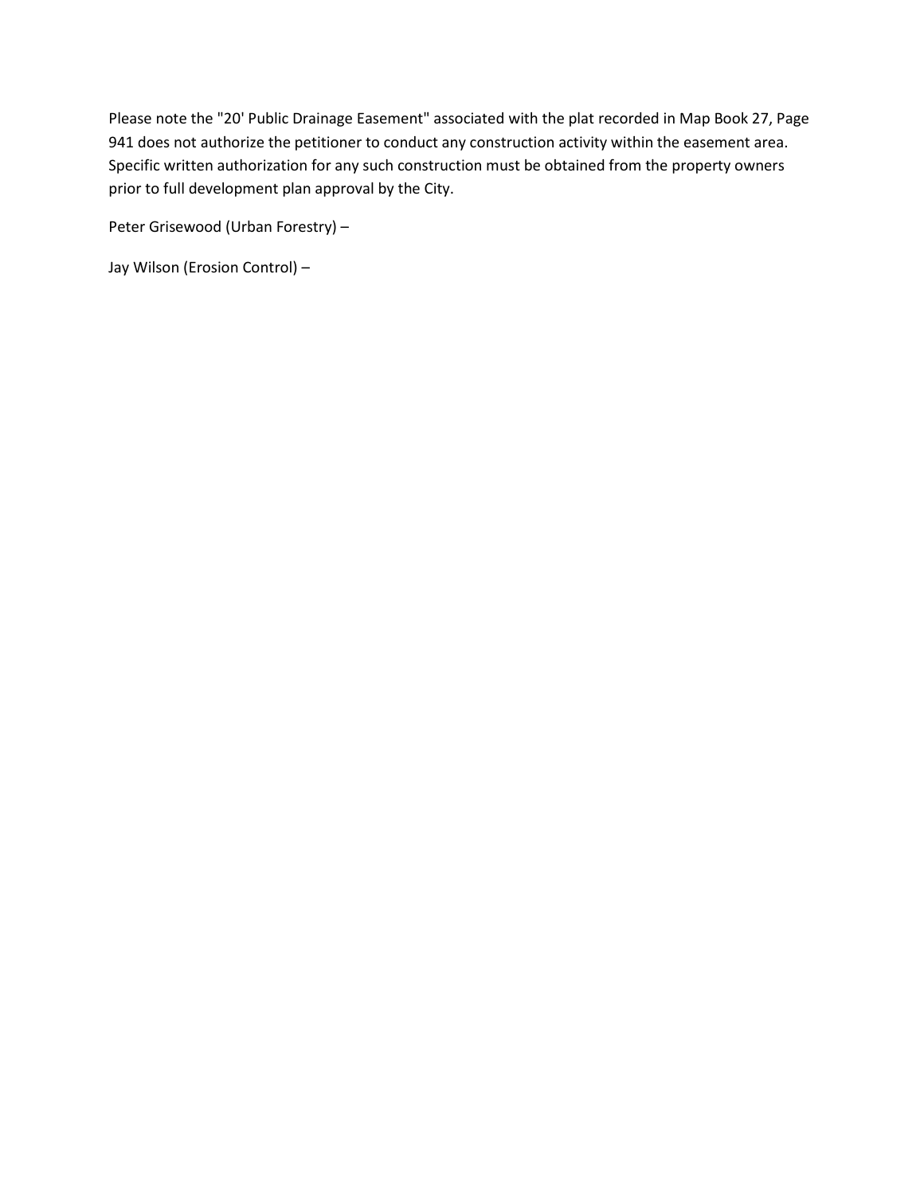Please note the "20' Public Drainage Easement" associated with the plat recorded in Map Book 27, Page 941 does not authorize the petitioner to conduct any construction activity within the easement area. Specific written authorization for any such construction must be obtained from the property owners prior to full development plan approval by the City.

Peter Grisewood (Urban Forestry) –

Jay Wilson (Erosion Control) –